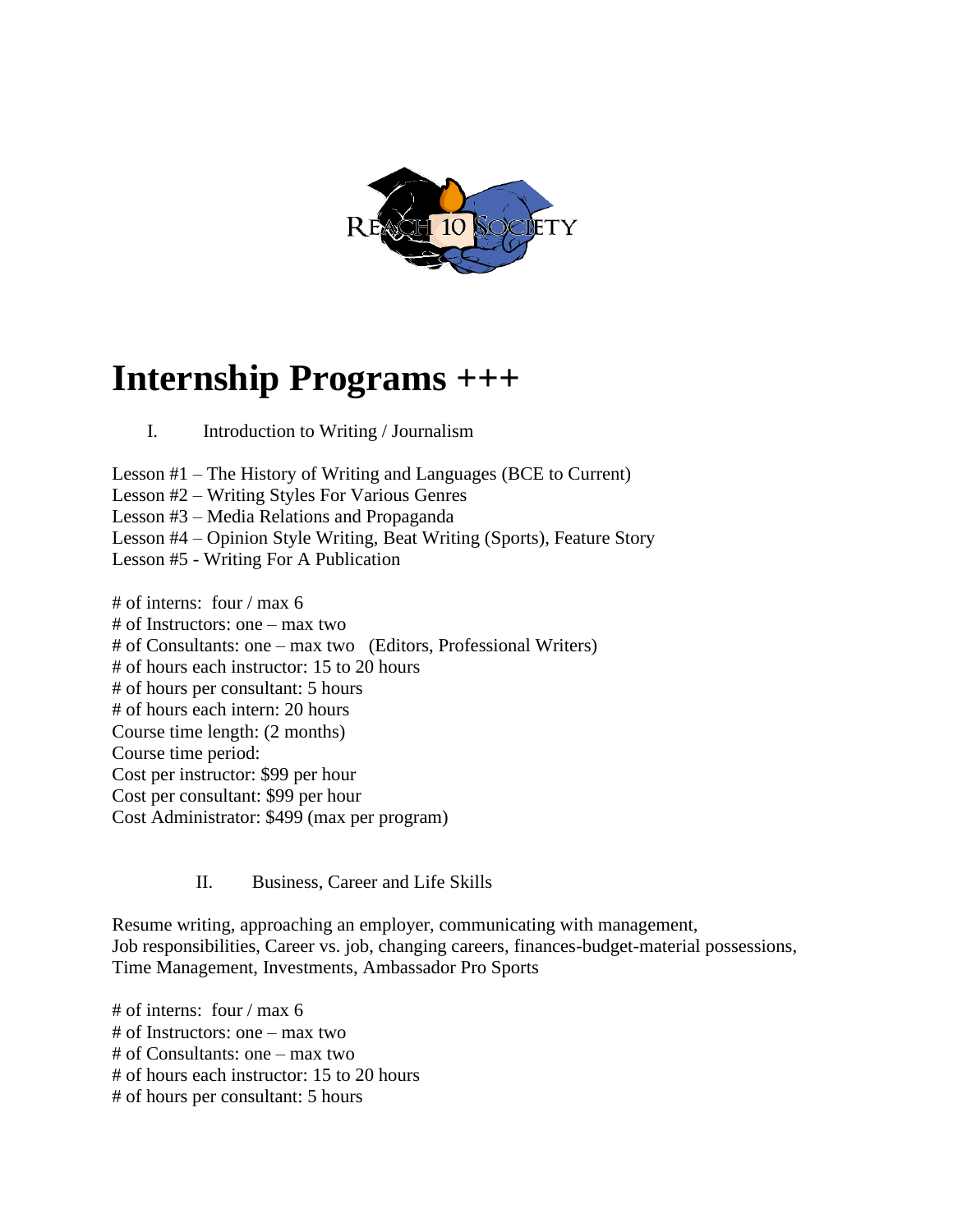# Internship Programs +++

I. Introduction to Writing / Journalism

Lesson #1 – The History of Writing and Languages (BCE to Current)
Lesson #2 – Writing Styles For Various Genres
Lesson #3 – Media Relations and Propaganda
Lesson #4 – Opinion Style Writing, Beat Writing (Sports), Feature Story
Lesson #5 - Writing For A Publication

# of interns: four / max 6
# of Instructors: one – max two
# of Consultants: one – max two (Editors, Professional Writers)
# of hours each instructor: 15 to 20 hours
# of hours per consultant: 5 hours
# of hours each intern: 20 hours
Course time length: (2 months)
Course time period:
Cost per instructor: $99 per hour
Cost per consultant: $99 per hour
Cost Administrator: $499 (max per program)

II. Business, Career and Life Skills

Resume writing, approaching an employer, communicating with management,
Job responsibilities, Career vs. job, changing careers, finances-budget-material possessions,
Time Management, Investments, Ambassador Pro Sports

# of interns: four / max 6
# of Instructors: one – max two
# of Consultants: one – max two
# of hours each instructor: 15 to 20 hours
# of hours per consultant: 5 hours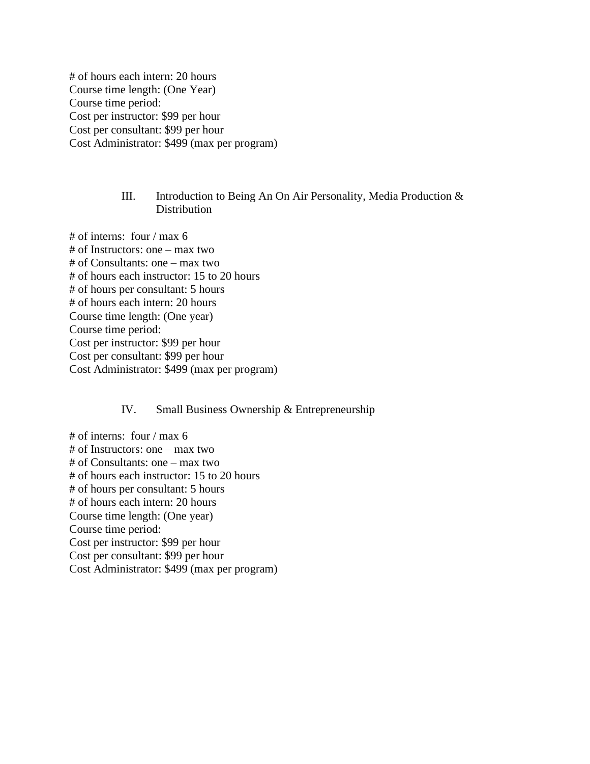# of hours each intern: 20 hours
Course time length: (One Year)
Course time period:
Cost per instructor: $99 per hour
Cost per consultant: $99 per hour
Cost Administrator: $499 (max per program)

## III. Introduction to Being An On Air Personality, Media Production & Distribution

# of interns: four / max 6
# of Instructors: one – max two
# of Consultants: one – max two
# of hours each instructor: 15 to 20 hours
# of hours per consultant: 5 hours
# of hours each intern: 20 hours
Course time length: (One year)
Course time period:
Cost per instructor: $99 per hour
Cost per consultant: $99 per hour
Cost Administrator: $499 (max per program)

## IV. Small Business Ownership & Entrepreneurship

# of interns: four / max 6
# of Instructors: one – max two
# of Consultants: one – max two
# of hours each instructor: 15 to 20 hours
# of hours per consultant: 5 hours
# of hours each intern: 20 hours
Course time length: (One year)
Course time period:
Cost per instructor: $99 per hour
Cost per consultant: $99 per hour
Cost Administrator: $499 (max per program)